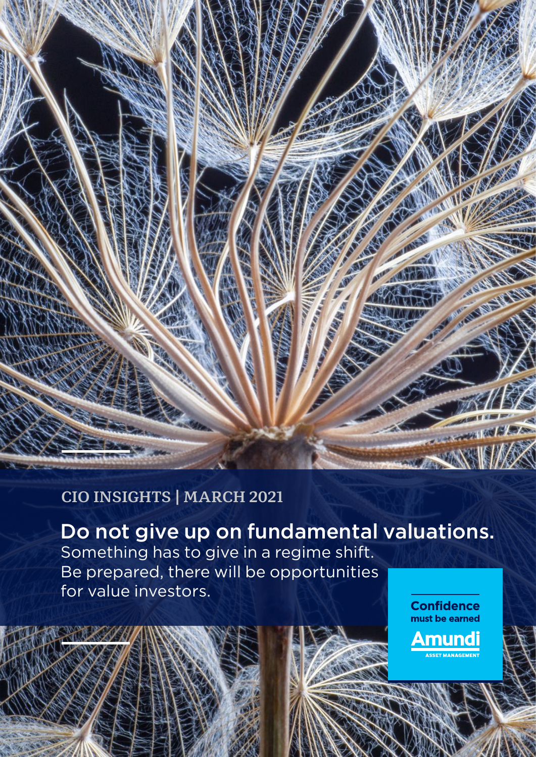CIO INSIGHTS | MARCH 2021

# Do not give up on fundamental valuations.

Something has to give in a regime shift.
Be prepared, there will be opportunities for value investors.

Confidence must be earned

Amundi
ASSET MANAGEMENT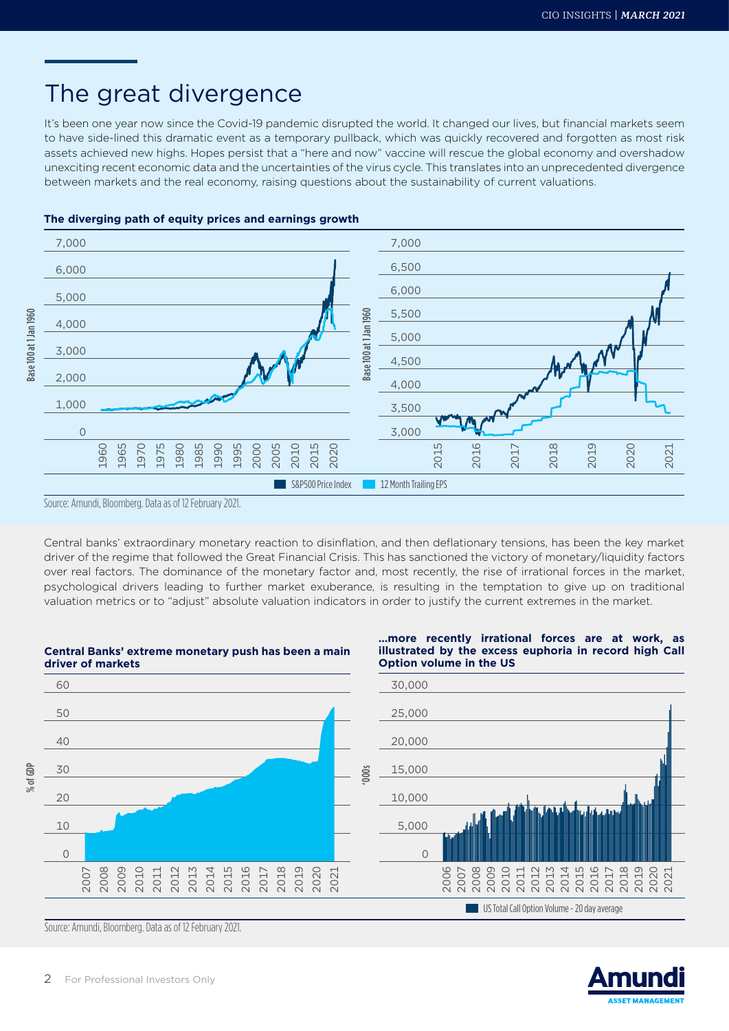# The great divergence

It's been one year now since the Covid-19 pandemic disrupted the world. It changed our lives, but financial markets seem to have side-lined this dramatic event as a temporary pullback, which was quickly recovered and forgotten as most risk assets achieved new highs. Hopes persist that a "here and now" vaccine will rescue the global economy and overshadow unexciting recent economic data and the uncertainties of the virus cycle. This translates into an unprecedented divergence between markets and the real economy, raising questions about the sustainability of current valuations.

**The diverging path of equity prices and earnings growth**

Source: Amundi, Bloomberg. Data as of 12 February 2021.

Central banks' extraordinary monetary reaction to disinflation, and then deflationary tensions, has been the key market driver of the regime that followed the Great Financial Crisis. This has sanctioned the victory of monetary/liquidity factors over real factors. The dominance of the monetary factor and, most recently, the rise of irrational forces in the market, psychological drivers leading to further market exuberance, is resulting in the temptation to give up on traditional valuation metrics or to "adjust" absolute valuation indicators in order to justify the current extremes in the market.

**Central Banks' extreme monetary push has been a main driver of markets**

**...more recently irrational forces are at work, as illustrated by the excess euphoria in record high Call Option volume in the US**

Source: Amundi, Bloomberg. Data as of 12 February 2021.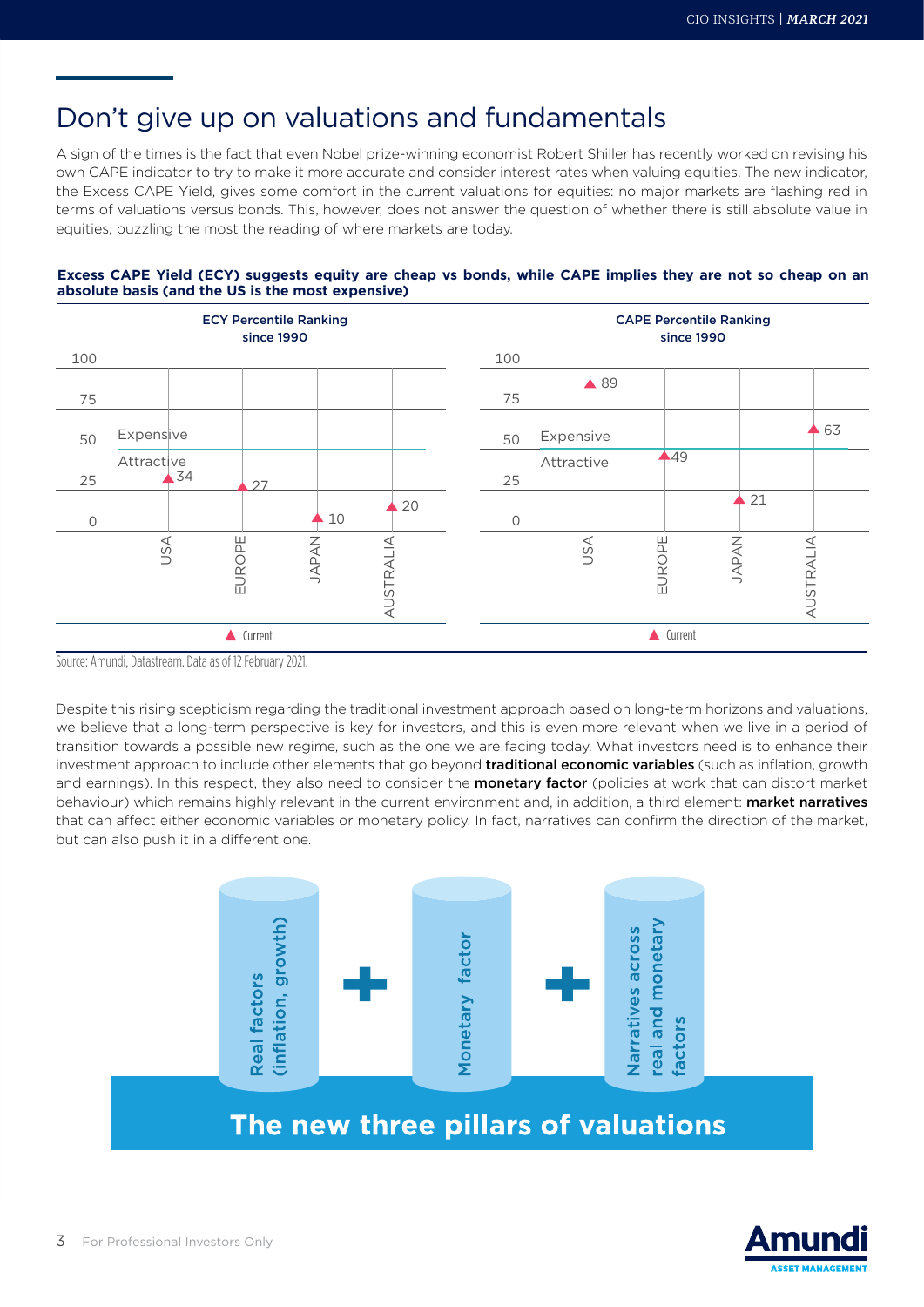## Don't give up on valuations and fundamentals

A sign of the times is the fact that even Nobel prize-winning economist Robert Shiller has recently worked on revising his own CAPE indicator to try to make it more accurate and consider interest rates when valuing equities. The new indicator, the Excess CAPE Yield, gives some comfort in the current valuations for equities: no major markets are flashing red in terms of valuations versus bonds. This, however, does not answer the question of whether there is still absolute value in equities, puzzling the most the reading of where markets are today.

**Excess CAPE Yield (ECY) suggests equity are cheap vs bonds, while CAPE implies they are not so cheap on an absolute basis (and the US is the most expensive)**

ECY Percentile Ranking since 1990

| | USA | EUROPE | JAPAN | AUSTRALIA |
|---|---|---|---|---|
| Current | 34 | 27 | 10 | 20 |

CAPE Percentile Ranking since 1990

| | USA | EUROPE | JAPAN | AUSTRALIA |
|---|---|---|---|---|
| Current | 89 | 49 | 21 | 63 |

Above 50: Expensive; below 50: Attractive.

Source: Amundi, Datastream. Data as of 12 February 2021.

Despite this rising scepticism regarding the traditional investment approach based on long-term horizons and valuations, we believe that a long-term perspective is key for investors, and this is even more relevant when we live in a period of transition towards a possible new regime, such as the one we are facing today. What investors need is to enhance their investment approach to include other elements that go beyond **traditional economic variables** (such as inflation, growth and earnings). In this respect, they also need to consider the **monetary factor** (policies at work that can distort market behaviour) which remains highly relevant in the current environment and, in addition, a third element: **market narratives** that can affect either economic variables or monetary policy. In fact, narratives can confirm the direction of the market, but can also push it in a different one.

**Real factors (inflation, growth)** + **Monetary factor** + **Narratives across real and monetary factors**

**The new three pillars of valuations**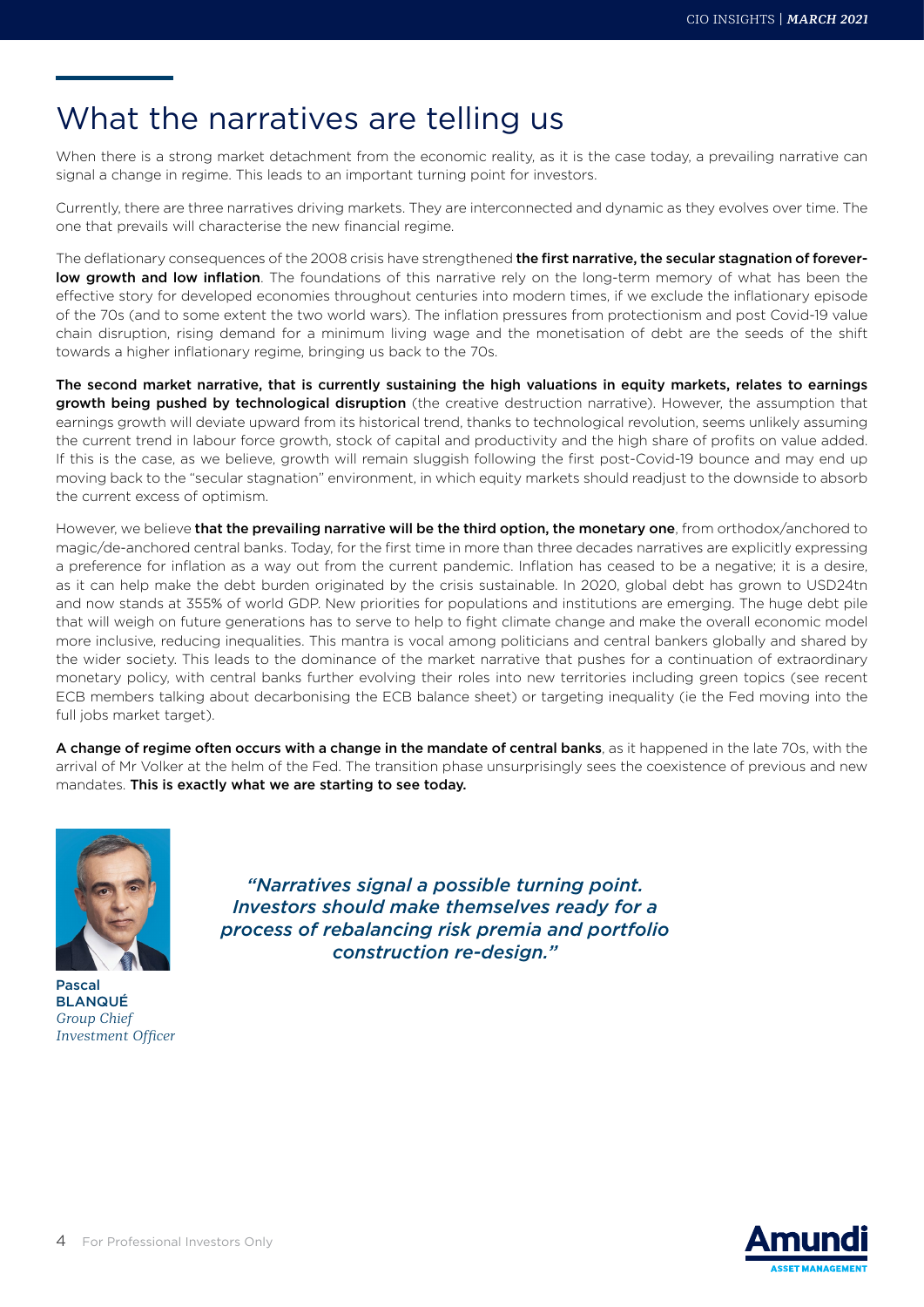# What the narratives are telling us

When there is a strong market detachment from the economic reality, as it is the case today, a prevailing narrative can signal a change in regime. This leads to an important turning point for investors.

Currently, there are three narratives driving markets. They are interconnected and dynamic as they evolves over time. The one that prevails will characterise the new financial regime.

The deflationary consequences of the 2008 crisis have strengthened **the first narrative, the secular stagnation of forever-low growth and low inflation**. The foundations of this narrative rely on the long-term memory of what has been the effective story for developed economies throughout centuries into modern times, if we exclude the inflationary episode of the 70s (and to some extent the two world wars). The inflation pressures from protectionism and post Covid-19 value chain disruption, rising demand for a minimum living wage and the monetisation of debt are the seeds of the shift towards a higher inflationary regime, bringing us back to the 70s.

**The second market narrative, that is currently sustaining the high valuations in equity markets, relates to earnings growth being pushed by technological disruption** (the creative destruction narrative). However, the assumption that earnings growth will deviate upward from its historical trend, thanks to technological revolution, seems unlikely assuming the current trend in labour force growth, stock of capital and productivity and the high share of profits on value added. If this is the case, as we believe, growth will remain sluggish following the first post-Covid-19 bounce and may end up moving back to the "secular stagnation" environment, in which equity markets should readjust to the downside to absorb the current excess of optimism.

However, we believe **that the prevailing narrative will be the third option, the monetary one**, from orthodox/anchored to magic/de-anchored central banks. Today, for the first time in more than three decades narratives are explicitly expressing a preference for inflation as a way out from the current pandemic. Inflation has ceased to be a negative; it is a desire, as it can help make the debt burden originated by the crisis sustainable. In 2020, global debt has grown to USD24tn and now stands at 355% of world GDP. New priorities for populations and institutions are emerging. The huge debt pile that will weigh on future generations has to serve to help to fight climate change and make the overall economic model more inclusive, reducing inequalities. This mantra is vocal among politicians and central bankers globally and shared by the wider society. This leads to the dominance of the market narrative that pushes for a continuation of extraordinary monetary policy, with central banks further evolving their roles into new territories including green topics (see recent ECB members talking about decarbonising the ECB balance sheet) or targeting inequality (ie the Fed moving into the full jobs market target).

**A change of regime often occurs with a change in the mandate of central banks**, as it happened in the late 70s, with the arrival of Mr Volker at the helm of the Fed. The transition phase unsurprisingly sees the coexistence of previous and new mandates. **This is exactly what we are starting to see today.**

*"Narratives signal a possible turning point. Investors should make themselves ready for a process of rebalancing risk premia and portfolio construction re-design."*

Pascal
**BLANQUÉ**
*Group Chief Investment Officer*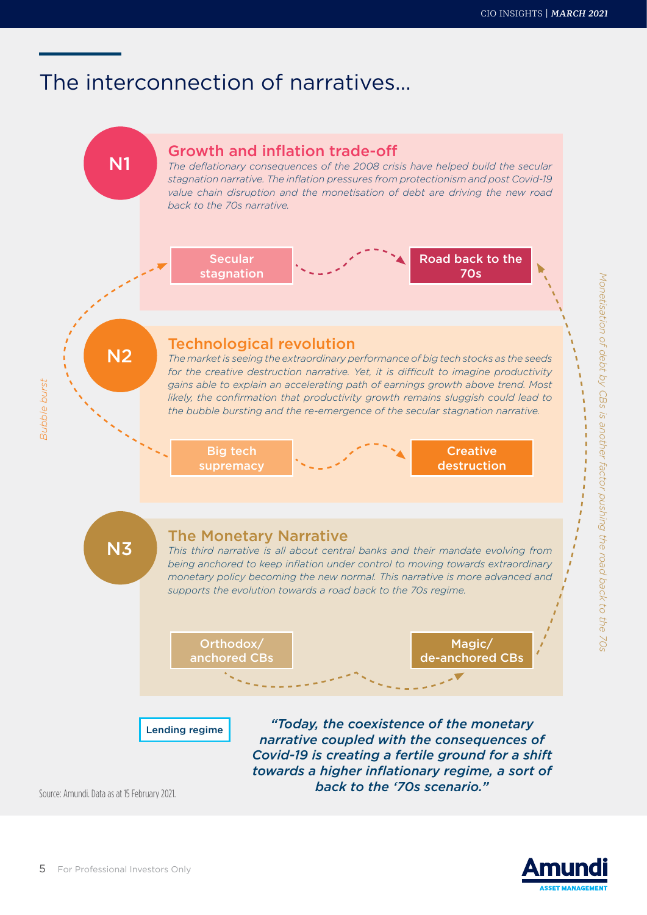# The interconnection of narratives…

## N1 Growth and inflation trade-off

*The deflationary consequences of the 2008 crisis have helped build the secular stagnation narrative. The inflation pressures from protectionism and post Covid-19 value chain disruption and the monetisation of debt are driving the new road back to the 70s narrative.*

Secular stagnation → Road back to the 70s

## N2 Technological revolution

*The market is seeing the extraordinary performance of big tech stocks as the seeds for the creative destruction narrative. Yet, it is difficult to imagine productivity gains able to explain an accelerating path of earnings growth above trend. Most likely, the confirmation that productivity growth remains sluggish could lead to the bubble bursting and the re-emergence of the secular stagnation narrative.*

Big tech supremacy → Creative destruction

*Bubble burst* (Big tech supremacy → Secular stagnation)

## N3 The Monetary Narrative

*This third narrative is all about central banks and their mandate evolving from being anchored to keep inflation under control to moving towards extraordinary monetary policy becoming the new normal. This narrative is more advanced and supports the evolution towards a road back to the 70s regime.*

Orthodox/ anchored CBs → Magic/ de-anchored CBs

*Monetisation of debt by CBs is another factor pushing the road back to the 70s* (Magic/ de-anchored CBs → Road back to the 70s)

Lending regime

***"Today, the coexistence of the monetary narrative coupled with the consequences of Covid-19 is creating a fertile ground for a shift towards a higher inflationary regime, a sort of back to the '70s scenario."***

Source: Amundi. Data as at 15 February 2021.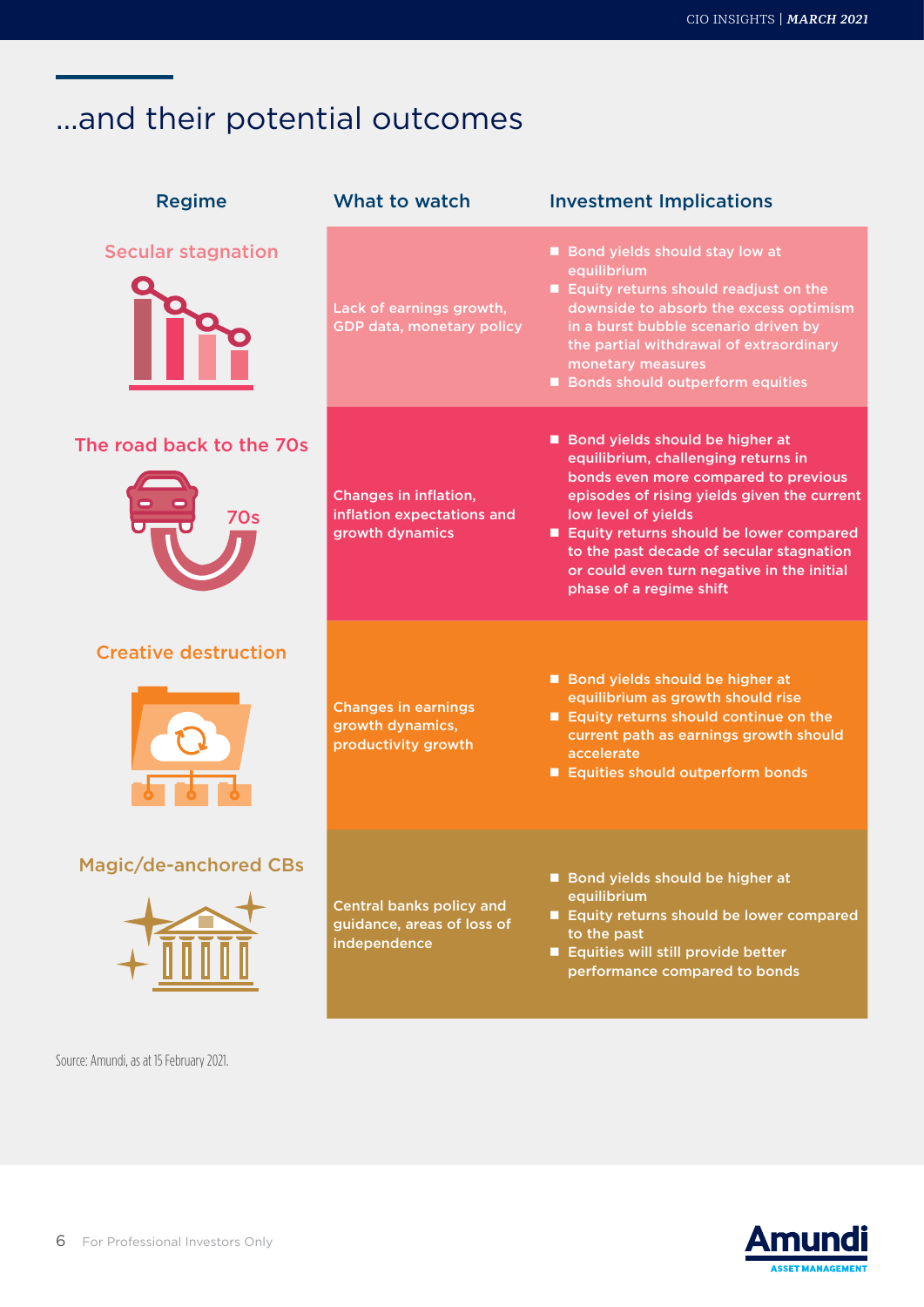# ...and their potential outcomes

| Regime | What to watch | Investment Implications |
| --- | --- | --- |
| Secular stagnation | Lack of earnings growth, GDP data, monetary policy | ■ Bond yields should stay low at equilibrium<br>■ Equity returns should readjust on the downside to absorb the excess optimism in a burst bubble scenario driven by the partial withdrawal of extraordinary monetary measures<br>■ Bonds should outperform equities |
| The road back to the 70s | Changes in inflation, inflation expectations and growth dynamics | ■ Bond yields should be higher at equilibrium, challenging returns in bonds even more compared to previous episodes of rising yields given the current low level of yields<br>■ Equity returns should be lower compared to the past decade of secular stagnation or could even turn negative in the initial phase of a regime shift |
| Creative destruction | Changes in earnings growth dynamics, productivity growth | ■ Bond yields should be higher at equilibrium as growth should rise<br>■ Equity returns should continue on the current path as earnings growth should accelerate<br>■ Equities should outperform bonds |
| Magic/de-anchored CBs | Central banks policy and guidance, areas of loss of independence | ■ Bond yields should be higher at equilibrium<br>■ Equity returns should be lower compared to the past<br>■ Equities will still provide better performance compared to bonds |

Source: Amundi, as at 15 February 2021.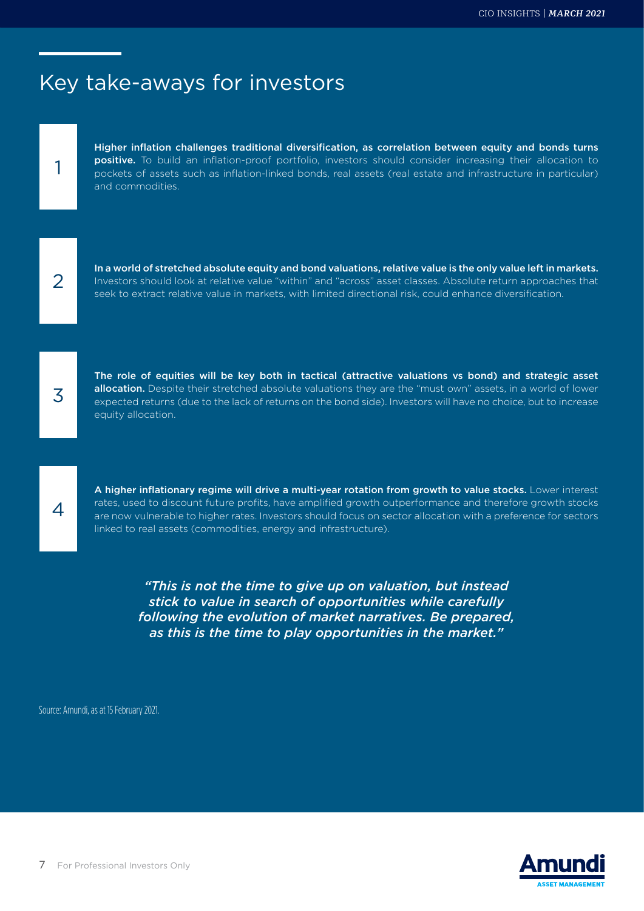# Key take-aways for investors

1. **Higher inflation challenges traditional diversification, as correlation between equity and bonds turns positive.** To build an inflation-proof portfolio, investors should consider increasing their allocation to pockets of assets such as inflation-linked bonds, real assets (real estate and infrastructure in particular) and commodities.

2. **In a world of stretched absolute equity and bond valuations, relative value is the only value left in markets.** Investors should look at relative value "within" and "across" asset classes. Absolute return approaches that seek to extract relative value in markets, with limited directional risk, could enhance diversification.

3. **The role of equities will be key both in tactical (attractive valuations vs bond) and strategic asset allocation.** Despite their stretched absolute valuations they are the "must own" assets, in a world of lower expected returns (due to the lack of returns on the bond side). Investors will have no choice, but to increase equity allocation.

4. **A higher inflationary regime will drive a multi-year rotation from growth to value stocks.** Lower interest rates, used to discount future profits, have amplified growth outperformance and therefore growth stocks are now vulnerable to higher rates. Investors should focus on sector allocation with a preference for sectors linked to real assets (commodities, energy and infrastructure).

*"This is not the time to give up on valuation, but instead stick to value in search of opportunities while carefully following the evolution of market narratives. Be prepared, as this is the time to play opportunities in the market."*

Source: Amundi, as at 15 February 2021.

For Professional Investors Only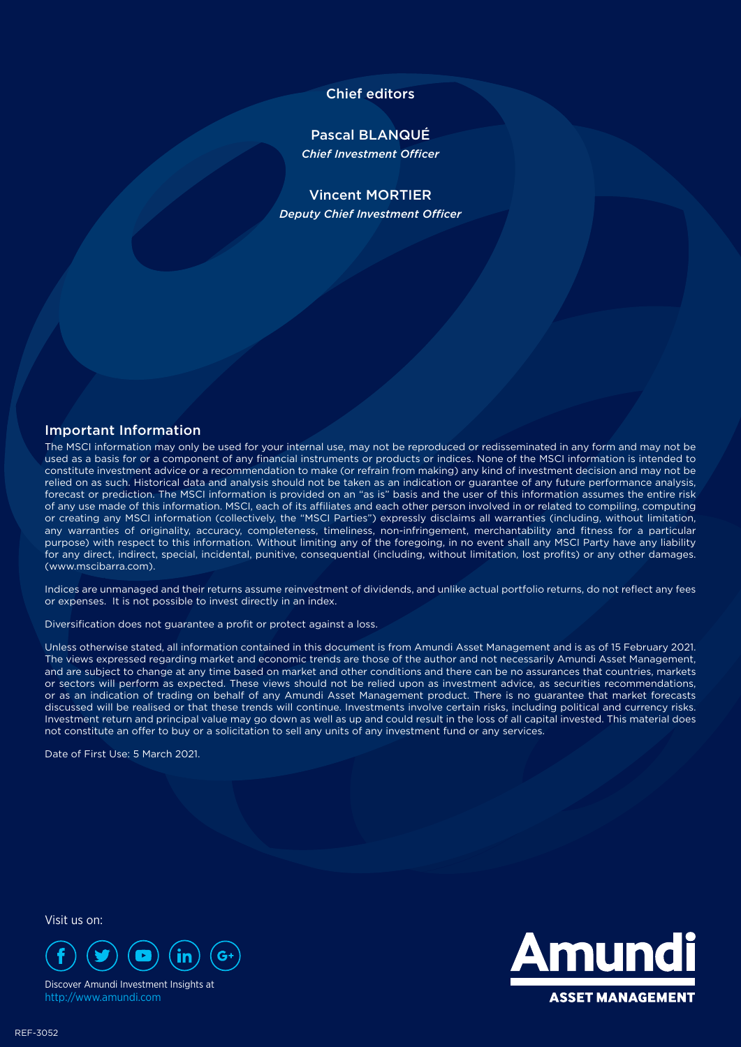Chief editors

Pascal BLANQUÉ
*Chief Investment Officer*

Vincent MORTIER
*Deputy Chief Investment Officer*

## Important Information

The MSCI information may only be used for your internal use, may not be reproduced or redisseminated in any form and may not be used as a basis for or a component of any financial instruments or products or indices. None of the MSCI information is intended to constitute investment advice or a recommendation to make (or refrain from making) any kind of investment decision and may not be relied on as such. Historical data and analysis should not be taken as an indication or guarantee of any future performance analysis, forecast or prediction. The MSCI information is provided on an "as is" basis and the user of this information assumes the entire risk of any use made of this information. MSCI, each of its affiliates and each other person involved in or related to compiling, computing or creating any MSCI information (collectively, the "MSCI Parties") expressly disclaims all warranties (including, without limitation, any warranties of originality, accuracy, completeness, timeliness, non-infringement, merchantability and fitness for a particular purpose) with respect to this information. Without limiting any of the foregoing, in no event shall any MSCI Party have any liability for any direct, indirect, special, incidental, punitive, consequential (including, without limitation, lost profits) or any other damages. (www.mscibarra.com).

Indices are unmanaged and their returns assume reinvestment of dividends, and unlike actual portfolio returns, do not reflect any fees or expenses. It is not possible to invest directly in an index.

Diversification does not guarantee a profit or protect against a loss.

Unless otherwise stated, all information contained in this document is from Amundi Asset Management and is as of 15 February 2021. The views expressed regarding market and economic trends are those of the author and not necessarily Amundi Asset Management, and are subject to change at any time based on market and other conditions and there can be no assurances that countries, markets or sectors will perform as expected. These views should not be relied upon as investment advice, as securities recommendations, or as an indication of trading on behalf of any Amundi Asset Management product. There is no guarantee that market forecasts discussed will be realised or that these trends will continue. Investments involve certain risks, including political and currency risks. Investment return and principal value may go down as well as up and could result in the loss of all capital invested. This material does not constitute an offer to buy or a solicitation to sell any units of any investment fund or any services.

Date of First Use: 5 March 2021.

Visit us on:

Discover Amundi Investment Insights at
http://www.amundi.com

Amundi
ASSET MANAGEMENT

REF-3052